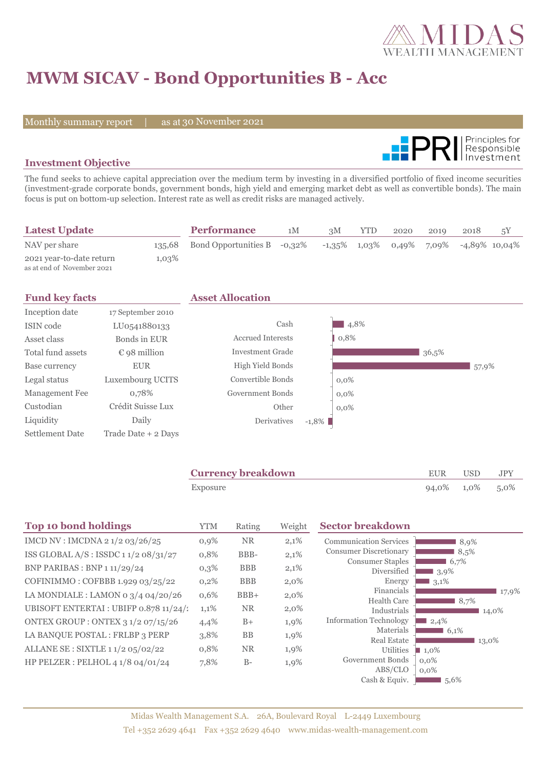# MWM SICAV - Bond Opportunities B - Acc

Monthly summary report | as at 30 November 2021

## Investment Objective

The fund seeks to achieve capital appreciation over the medium term by investing in a diversified portfolio of fixed income securities (investment-grade corporate bonds, government bonds, high yield and emerging market debt as well as convertible bonds). The main focus is put on bottom-up selection. Interest rate as well as credit risks are managed actively.

## Latest Update

| | |
|---|---|
| NAV per share | 135,68 |
| 2021 year-to-date return (as at end of November 2021) | 1,03% |

## Performance

| Performance | 1M | 3M | YTD | 2020 | 2019 | 2018 | 5Y |
|---|---|---|---|---|---|---|---|
| Bond Opportunities B | -0,32% | -1,35% | 1,03% | 0,49% | 7,09% | -4,89% | 10,04% |

## Fund key facts

| | |
|---|---|
| Inception date | 17 September 2010 |
| ISIN code | LU0541880133 |
| Asset class | Bonds in EUR |
| Total fund assets | € 98 million |
| Base currency | EUR |
| Legal status | Luxembourg UCITS |
| Management Fee | 0,78% |
| Custodian | Crédit Suisse Lux |
| Liquidity | Daily |
| Settlement Date | Trade Date + 2 Days |

## Asset Allocation

| | |
|---|---|
| Cash | 4,8% |
| Accrued Interests | 0,8% |
| Investment Grade | 36,5% |
| High Yield Bonds | 57,9% |
| Convertible Bonds | 0,0% |
| Government Bonds | 0,0% |
| Other | 0,0% |
| Derivatives | -1,8% |

## Currency breakdown

| | EUR | USD | JPY |
|---|---|---|---|
| Exposure | 94,0% | 1,0% | 5,0% |

## Top 10 bond holdings

| Top 10 bond holdings | YTM | Rating | Weight |
|---|---|---|---|
| IMCD NV : IMCDNA 2 1/2 03/26/25 | 0,9% | NR | 2,1% |
| ISS GLOBAL A/S : ISSDC 1 1/2 08/31/27 | 0,8% | BBB- | 2,1% |
| BNP PARIBAS : BNP 1 11/29/24 | 0,3% | BBB | 2,1% |
| COFINIMMO : COFBBB 1.929 03/25/22 | 0,2% | BBB | 2,0% |
| LA MONDIALE : LAMON 0 3/4 04/20/26 | 0,6% | BBB+ | 2,0% |
| UBISOFT ENTERTAI : UBIFP 0.878 11/24/2 | 1,1% | NR | 2,0% |
| ONTEX GROUP : ONTEX 3 1/2 07/15/26 | 4,4% | B+ | 1,9% |
| LA BANQUE POSTAL : FRLBP 3 PERP | 3,8% | BB | 1,9% |
| ALLANE SE : SIXTLE 1 1/2 05/02/22 | 0,8% | NR | 1,9% |
| HP PELZER : PELHOL 4 1/8 04/01/24 | 7,8% | B- | 1,9% |

## Sector breakdown

| | |
|---|---|
| Communication Services | 8,9% |
| Consumer Discretionary | 8,5% |
| Consumer Staples | 6,7% |
| Diversified | 3,9% |
| Energy | 3,1% |
| Financials | 17,9% |
| Health Care | 8,7% |
| Industrials | 14,0% |
| Information Technology | 2,4% |
| Materials | 6,1% |
| Real Estate | 13,0% |
| Utilities | 1,0% |
| Government Bonds | 0,0% |
| ABS/CLO | 0,0% |
| Cash & Equiv. | 5,6% |

Midas Wealth Management S.A. 26A, Boulevard Royal L-2449 Luxembourg
Tel +352 2629 4641 Fax +352 2629 4640 www.midas-wealth-management.com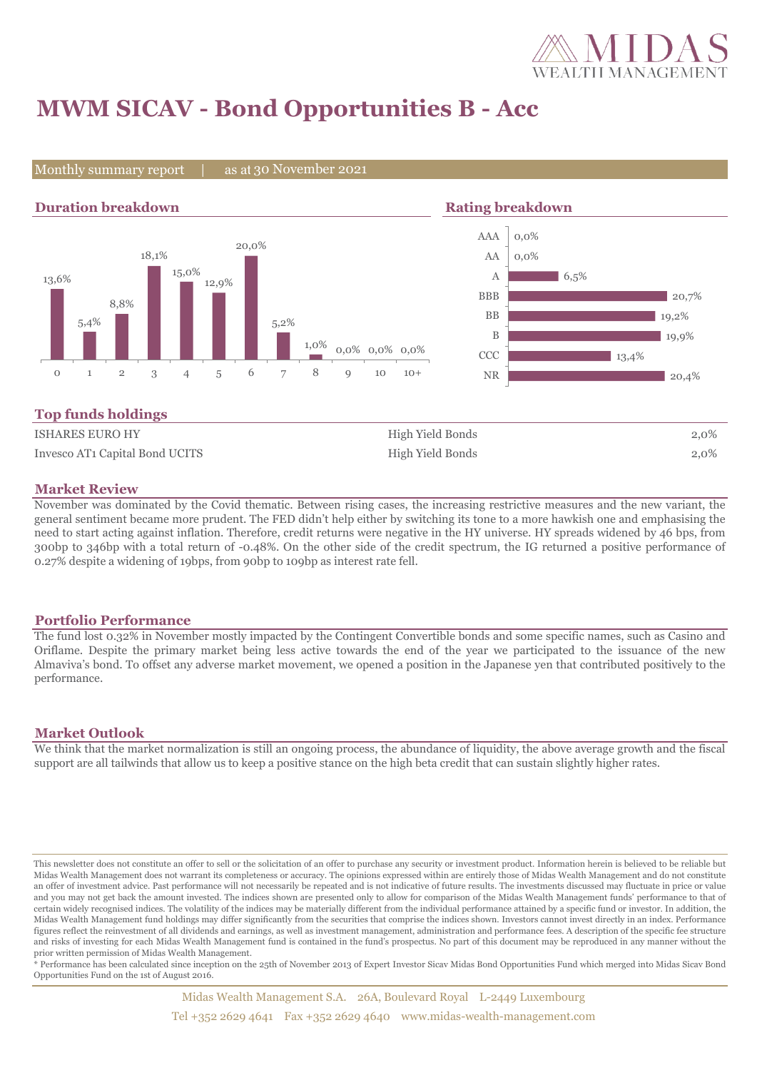MIDAS
WEALTH MANAGEMENT

# MWM SICAV - Bond Opportunities B - Acc

Monthly summary report | as at 30 November 2021

## Duration breakdown

13,6%
5,4%
8,8%
18,1%
15,0%
12,9%
20,0%
5,2%
1,0%
0,0%
0,0%
0,0%

0
1
2
3
4
5
6
7
8
9
10
10+

## Rating breakdown

AAA 0,0%
AA 0,0%
A 6,5%
BBB 20,7%
BB 19,2%
B 19,9%
CCC 13,4%
NR 20,4%

## Top funds holdings

| | | |
|---|---|---|
| ISHARES EURO HY | High Yield Bonds | 2,0% |
| Invesco AT1 Capital Bond UCITS | High Yield Bonds | 2,0% |

## Market Review

November was dominated by the Covid thematic. Between rising cases, the increasing restrictive measures and the new variant, the general sentiment became more prudent. The FED didn't help either by switching its tone to a more hawkish one and emphasising the need to start acting against inflation. Therefore, credit returns were negative in the HY universe. HY spreads widened by 46 bps, from 300bp to 346bp with a total return of -0.48%. On the other side of the credit spectrum, the IG returned a positive performance of 0.27% despite a widening of 19bps, from 90bp to 109bp as interest rate fell.

## Portfolio Performance

The fund lost 0.32% in November mostly impacted by the Contingent Convertible bonds and some specific names, such as Casino and Oriflame. Despite the primary market being less active towards the end of the year we participated to the issuance of the new Almaviva's bond. To offset any adverse market movement, we opened a position in the Japanese yen that contributed positively to the performance.

## Market Outlook

We think that the market normalization is still an ongoing process, the abundance of liquidity, the above average growth and the fiscal support are all tailwinds that allow us to keep a positive stance on the high beta credit that can sustain slightly higher rates.

This newsletter does not constitute an offer to sell or the solicitation of an offer to purchase any security or investment product. Information herein is believed to be reliable but Midas Wealth Management does not warrant its completeness or accuracy. The opinions expressed within are entirely those of Midas Wealth Management and do not constitute an offer of investment advice. Past performance will not necessarily be repeated and is not indicative of future results. The investments discussed may fluctuate in price or value and you may not get back the amount invested. The indices shown are presented only to allow for comparison of the Midas Wealth Management funds' performance to that of certain widely recognised indices. The volatility of the indices may be materially different from the individual performance attained by a specific fund or investor. In addition, the Midas Wealth Management fund holdings may differ significantly from the securities that comprise the indices shown. Investors cannot invest directly in an index. Performance figures reflect the reinvestment of all dividends and earnings, as well as investment management, administration and performance fees. A description of the specific fee structure and risks of investing for each Midas Wealth Management fund is contained in the fund's prospectus. No part of this document may be reproduced in any manner without the prior written permission of Midas Wealth Management.

* Performance has been calculated since inception on the 25th of November 2013 of Expert Investor Sicav Midas Bond Opportunities Fund which merged into Midas Sicav Bond Opportunities Fund on the 1st of August 2016.

Midas Wealth Management S.A. 26A, Boulevard Royal L-2449 Luxembourg
Tel +352 2629 4641 Fax +352 2629 4640 www.midas-wealth-management.com